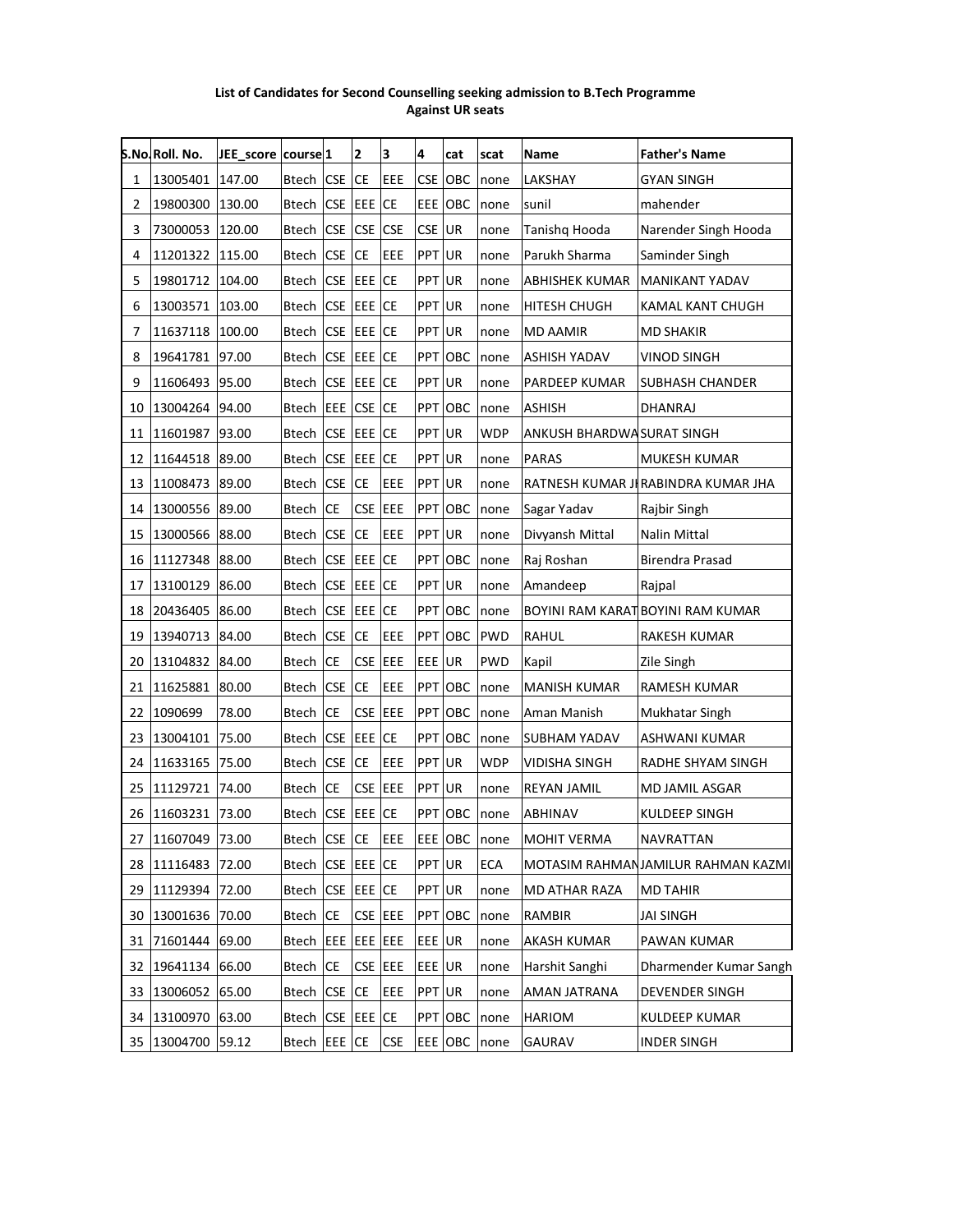**List of Candidates for Second Counselling seeking admission to B.Tech Programme Against UR seats**

| S.No. | Roll. No. | JEE_score | course | 1 | 2 | 3 | 4 | cat | scat | Name | Father's Name |
|---|---|---|---|---|---|---|---|---|---|---|---|
| 1 | 13005401 | 147.00 | Btech | CSE | CE | EEE | CSE | OBC | none | LAKSHAY | GYAN SINGH |
| 2 | 19800300 | 130.00 | Btech | CSE | EEE | CE | EEE | OBC | none | sunil | mahender |
| 3 | 73000053 | 120.00 | Btech | CSE | CSE | CSE | CSE | UR | none | Tanishq Hooda | Narender Singh Hooda |
| 4 | 11201322 | 115.00 | Btech | CSE | CE | EEE | PPT | UR | none | Parukh Sharma | Saminder Singh |
| 5 | 19801712 | 104.00 | Btech | CSE | EEE | CE | PPT | UR | none | ABHISHEK KUMAR | MANIKANT YADAV |
| 6 | 13003571 | 103.00 | Btech | CSE | EEE | CE | PPT | UR | none | HITESH CHUGH | KAMAL KANT CHUGH |
| 7 | 11637118 | 100.00 | Btech | CSE | EEE | CE | PPT | UR | none | MD AAMIR | MD SHAKIR |
| 8 | 19641781 | 97.00 | Btech | CSE | EEE | CE | PPT | OBC | none | ASHISH YADAV | VINOD SINGH |
| 9 | 11606493 | 95.00 | Btech | CSE | EEE | CE | PPT | UR | none | PARDEEP KUMAR | SUBHASH CHANDER |
| 10 | 13004264 | 94.00 | Btech | EEE | CSE | CE | PPT | OBC | none | ASHISH | DHANRAJ |
| 11 | 11601987 | 93.00 | Btech | CSE | EEE | CE | PPT | UR | WDP | ANKUSH BHARDWA | SURAT SINGH |
| 12 | 11644518 | 89.00 | Btech | CSE | EEE | CE | PPT | UR | none | PARAS | MUKESH KUMAR |
| 13 | 11008473 | 89.00 | Btech | CSE | CE | EEE | PPT | UR | none | RATNESH KUMAR JI | RABINDRA KUMAR JHA |
| 14 | 13000556 | 89.00 | Btech | CE | CSE | EEE | PPT | OBC | none | Sagar Yadav | Rajbir Singh |
| 15 | 13000566 | 88.00 | Btech | CSE | CE | EEE | PPT | UR | none | Divyansh Mittal | Nalin Mittal |
| 16 | 11127348 | 88.00 | Btech | CSE | EEE | CE | PPT | OBC | none | Raj Roshan | Birendra Prasad |
| 17 | 13100129 | 86.00 | Btech | CSE | EEE | CE | PPT | UR | none | Amandeep | Rajpal |
| 18 | 20436405 | 86.00 | Btech | CSE | EEE | CE | PPT | OBC | none | BOYINI RAM KARAT | BOYINI RAM KUMAR |
| 19 | 13940713 | 84.00 | Btech | CSE | CE | EEE | PPT | OBC | PWD | RAHUL | RAKESH KUMAR |
| 20 | 13104832 | 84.00 | Btech | CE | CSE | EEE | EEE | UR | PWD | Kapil | Zile Singh |
| 21 | 11625881 | 80.00 | Btech | CSE | CE | EEE | PPT | OBC | none | MANISH KUMAR | RAMESH KUMAR |
| 22 | 1090699 | 78.00 | Btech | CE | CSE | EEE | PPT | OBC | none | Aman Manish | Mukhatar Singh |
| 23 | 13004101 | 75.00 | Btech | CSE | EEE | CE | PPT | OBC | none | SUBHAM YADAV | ASHWANI KUMAR |
| 24 | 11633165 | 75.00 | Btech | CSE | CE | EEE | PPT | UR | WDP | VIDISHA SINGH | RADHE SHYAM SINGH |
| 25 | 11129721 | 74.00 | Btech | CE | CSE | EEE | PPT | UR | none | REYAN JAMIL | MD JAMIL ASGAR |
| 26 | 11603231 | 73.00 | Btech | CSE | EEE | CE | PPT | OBC | none | ABHINAV | KULDEEP SINGH |
| 27 | 11607049 | 73.00 | Btech | CSE | CE | EEE | EEE | OBC | none | MOHIT VERMA | NAVRATTAN |
| 28 | 11116483 | 72.00 | Btech | CSE | EEE | CE | PPT | UR | ECA | MOTASIM RAHMAN | JAMILUR RAHMAN KAZMI |
| 29 | 11129394 | 72.00 | Btech | CSE | EEE | CE | PPT | UR | none | MD ATHAR RAZA | MD TAHIR |
| 30 | 13001636 | 70.00 | Btech | CE | CSE | EEE | PPT | OBC | none | RAMBIR | JAI SINGH |
| 31 | 71601444 | 69.00 | Btech | EEE | EEE | EEE | EEE | UR | none | AKASH KUMAR | PAWAN KUMAR |
| 32 | 19641134 | 66.00 | Btech | CE | CSE | EEE | EEE | UR | none | Harshit Sanghi | Dharmender Kumar Sangh |
| 33 | 13006052 | 65.00 | Btech | CSE | CE | EEE | PPT | UR | none | AMAN JATRANA | DEVENDER SINGH |
| 34 | 13100970 | 63.00 | Btech | CSE | EEE | CE | PPT | OBC | none | HARIOM | KULDEEP KUMAR |
| 35 | 13004700 | 59.12 | Btech | EEE | CE | CSE | EEE | OBC | none | GAURAV | INDER SINGH |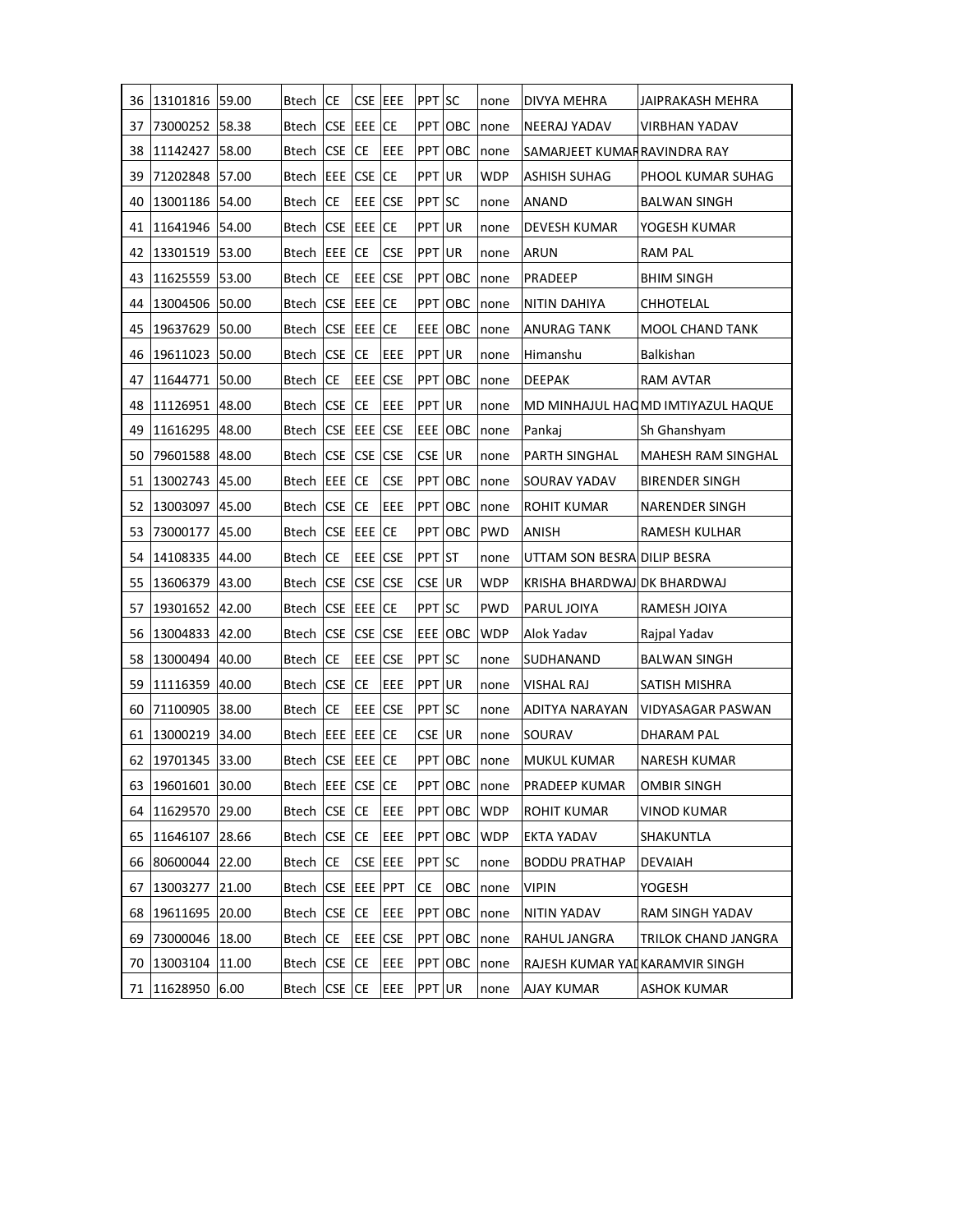| | | | | | | | | | | | |
|---|---|---|---|---|---|---|---|---|---|---|---|
| 36 | 13101816 | 59.00 | Btech | CE | CSE | EEE | PPT | SC | none | DIVYA MEHRA | JAIPRAKASH MEHRA |
| 37 | 73000252 | 58.38 | Btech | CSE | EEE | CE | PPT | OBC | none | NEERAJ YADAV | VIRBHAN YADAV |
| 38 | 11142427 | 58.00 | Btech | CSE | CE | EEE | PPT | OBC | none | SAMARJEET KUMAR | RAVINDRA RAY |
| 39 | 71202848 | 57.00 | Btech | EEE | CSE | CE | PPT | UR | WDP | ASHISH SUHAG | PHOOL KUMAR SUHAG |
| 40 | 13001186 | 54.00 | Btech | CE | EEE | CSE | PPT | SC | none | ANAND | BALWAN SINGH |
| 41 | 11641946 | 54.00 | Btech | CSE | EEE | CE | PPT | UR | none | DEVESH KUMAR | YOGESH KUMAR |
| 42 | 13301519 | 53.00 | Btech | EEE | CE | CSE | PPT | UR | none | ARUN | RAM PAL |
| 43 | 11625559 | 53.00 | Btech | CE | EEE | CSE | PPT | OBC | none | PRADEEP | BHIM SINGH |
| 44 | 13004506 | 50.00 | Btech | CSE | EEE | CE | PPT | OBC | none | NITIN DAHIYA | CHHOTELAL |
| 45 | 19637629 | 50.00 | Btech | CSE | EEE | CE | EEE | OBC | none | ANURAG TANK | MOOL CHAND TANK |
| 46 | 19611023 | 50.00 | Btech | CSE | CE | EEE | PPT | UR | none | Himanshu | Balkishan |
| 47 | 11644771 | 50.00 | Btech | CE | EEE | CSE | PPT | OBC | none | DEEPAK | RAM AVTAR |
| 48 | 11126951 | 48.00 | Btech | CSE | CE | EEE | PPT | UR | none | MD MINHAJUL HAQ | MD IMTIYAZUL HAQUE |
| 49 | 11616295 | 48.00 | Btech | CSE | EEE | CSE | EEE | OBC | none | Pankaj | Sh Ghanshyam |
| 50 | 79601588 | 48.00 | Btech | CSE | CSE | CSE | CSE | UR | none | PARTH SINGHAL | MAHESH RAM SINGHAL |
| 51 | 13002743 | 45.00 | Btech | EEE | CE | CSE | PPT | OBC | none | SOURAV YADAV | BIRENDER SINGH |
| 52 | 13003097 | 45.00 | Btech | CSE | CE | EEE | PPT | OBC | none | ROHIT KUMAR | NARENDER SINGH |
| 53 | 73000177 | 45.00 | Btech | CSE | EEE | CE | PPT | OBC | PWD | ANISH | RAMESH KULHAR |
| 54 | 14108335 | 44.00 | Btech | CE | EEE | CSE | PPT | ST | none | UTTAM SON BESRA | DILIP BESRA |
| 55 | 13606379 | 43.00 | Btech | CSE | CSE | CSE | CSE | UR | WDP | KRISHA BHARDWAJ | DK BHARDWAJ |
| 57 | 19301652 | 42.00 | Btech | CSE | EEE | CE | PPT | SC | PWD | PARUL JOIYA | RAMESH JOIYA |
| 56 | 13004833 | 42.00 | Btech | CSE | CSE | CSE | EEE | OBC | WDP | Alok Yadav | Rajpal Yadav |
| 58 | 13000494 | 40.00 | Btech | CE | EEE | CSE | PPT | SC | none | SUDHANAND | BALWAN SINGH |
| 59 | 11116359 | 40.00 | Btech | CSE | CE | EEE | PPT | UR | none | VISHAL RAJ | SATISH MISHRA |
| 60 | 71100905 | 38.00 | Btech | CE | EEE | CSE | PPT | SC | none | ADITYA NARAYAN | VIDYASAGAR PASWAN |
| 61 | 13000219 | 34.00 | Btech | EEE | EEE | CE | CSE | UR | none | SOURAV | DHARAM PAL |
| 62 | 19701345 | 33.00 | Btech | CSE | EEE | CE | PPT | OBC | none | MUKUL KUMAR | NARESH KUMAR |
| 63 | 19601601 | 30.00 | Btech | EEE | CSE | CE | PPT | OBC | none | PRADEEP KUMAR | OMBIR SINGH |
| 64 | 11629570 | 29.00 | Btech | CSE | CE | EEE | PPT | OBC | WDP | ROHIT KUMAR | VINOD KUMAR |
| 65 | 11646107 | 28.66 | Btech | CSE | CE | EEE | PPT | OBC | WDP | EKTA YADAV | SHAKUNTLA |
| 66 | 80600044 | 22.00 | Btech | CE | CSE | EEE | PPT | SC | none | BODDU PRATHAP | DEVAIAH |
| 67 | 13003277 | 21.00 | Btech | CSE | EEE | PPT | CE | OBC | none | VIPIN | YOGESH |
| 68 | 19611695 | 20.00 | Btech | CSE | CE | EEE | PPT | OBC | none | NITIN YADAV | RAM SINGH YADAV |
| 69 | 73000046 | 18.00 | Btech | CE | EEE | CSE | PPT | OBC | none | RAHUL JANGRA | TRILOK CHAND JANGRA |
| 70 | 13003104 | 11.00 | Btech | CSE | CE | EEE | PPT | OBC | none | RAJESH KUMAR YAD | KARAMVIR SINGH |
| 71 | 11628950 | 6.00 | Btech | CSE | CE | EEE | PPT | UR | none | AJAY KUMAR | ASHOK KUMAR |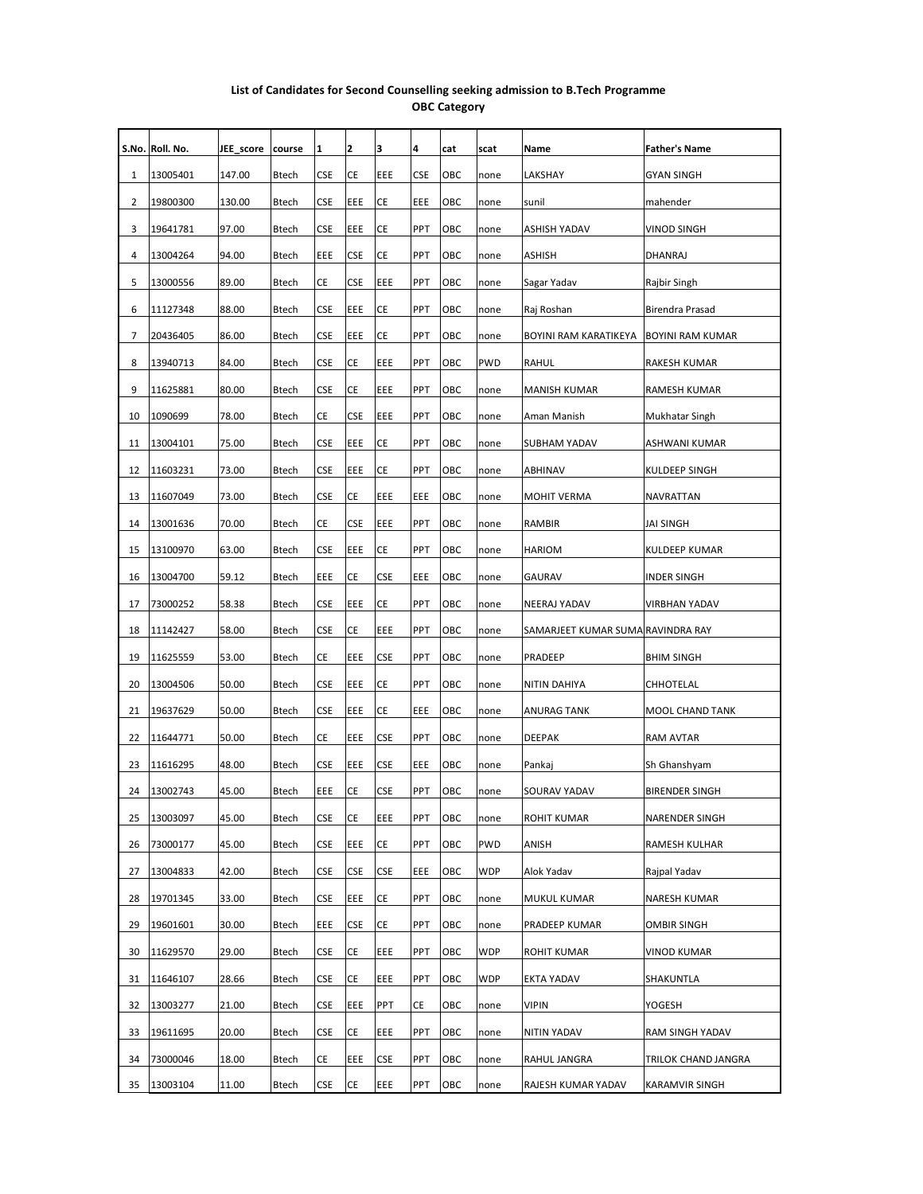**List of Candidates for Second Counselling seeking admission to B.Tech Programme**
**OBC Category**

| S.No. | Roll. No. | JEE_score | course | 1 | 2 | 3 | 4 | cat | scat | Name | Father's Name |
|---|---|---|---|---|---|---|---|---|---|---|---|
| 1 | 13005401 | 147.00 | Btech | CSE | CE | EEE | CSE | OBC | none | LAKSHAY | GYAN SINGH |
| 2 | 19800300 | 130.00 | Btech | CSE | EEE | CE | EEE | OBC | none | sunil | mahender |
| 3 | 19641781 | 97.00 | Btech | CSE | EEE | CE | PPT | OBC | none | ASHISH YADAV | VINOD SINGH |
| 4 | 13004264 | 94.00 | Btech | EEE | CSE | CE | PPT | OBC | none | ASHISH | DHANRAJ |
| 5 | 13000556 | 89.00 | Btech | CE | CSE | EEE | PPT | OBC | none | Sagar Yadav | Rajbir Singh |
| 6 | 11127348 | 88.00 | Btech | CSE | EEE | CE | PPT | OBC | none | Raj Roshan | Birendra Prasad |
| 7 | 20436405 | 86.00 | Btech | CSE | EEE | CE | PPT | OBC | none | BOYINI RAM KARATIKEYA | BOYINI RAM KUMAR |
| 8 | 13940713 | 84.00 | Btech | CSE | CE | EEE | PPT | OBC | PWD | RAHUL | RAKESH KUMAR |
| 9 | 11625881 | 80.00 | Btech | CSE | CE | EEE | PPT | OBC | none | MANISH KUMAR | RAMESH KUMAR |
| 10 | 1090699 | 78.00 | Btech | CE | CSE | EEE | PPT | OBC | none | Aman Manish | Mukhatar Singh |
| 11 | 13004101 | 75.00 | Btech | CSE | EEE | CE | PPT | OBC | none | SUBHAM YADAV | ASHWANI KUMAR |
| 12 | 11603231 | 73.00 | Btech | CSE | EEE | CE | PPT | OBC | none | ABHINAV | KULDEEP SINGH |
| 13 | 11607049 | 73.00 | Btech | CSE | CE | EEE | EEE | OBC | none | MOHIT VERMA | NAVRATTAN |
| 14 | 13001636 | 70.00 | Btech | CE | CSE | EEE | PPT | OBC | none | RAMBIR | JAI SINGH |
| 15 | 13100970 | 63.00 | Btech | CSE | EEE | CE | PPT | OBC | none | HARIOM | KULDEEP KUMAR |
| 16 | 13004700 | 59.12 | Btech | EEE | CE | CSE | EEE | OBC | none | GAURAV | INDER SINGH |
| 17 | 73000252 | 58.38 | Btech | CSE | EEE | CE | PPT | OBC | none | NEERAJ YADAV | VIRBHAN YADAV |
| 18 | 11142427 | 58.00 | Btech | CSE | CE | EEE | PPT | OBC | none | SAMARJEET KUMAR SUMA | RAVINDRA RAY |
| 19 | 11625559 | 53.00 | Btech | CE | EEE | CSE | PPT | OBC | none | PRADEEP | BHIM SINGH |
| 20 | 13004506 | 50.00 | Btech | CSE | EEE | CE | PPT | OBC | none | NITIN DAHIYA | CHHOTELAL |
| 21 | 19637629 | 50.00 | Btech | CSE | EEE | CE | EEE | OBC | none | ANURAG TANK | MOOL CHAND TANK |
| 22 | 11644771 | 50.00 | Btech | CE | EEE | CSE | PPT | OBC | none | DEEPAK | RAM AVTAR |
| 23 | 11616295 | 48.00 | Btech | CSE | EEE | CSE | EEE | OBC | none | Pankaj | Sh Ghanshyam |
| 24 | 13002743 | 45.00 | Btech | EEE | CE | CSE | PPT | OBC | none | SOURAV YADAV | BIRENDER SINGH |
| 25 | 13003097 | 45.00 | Btech | CSE | CE | EEE | PPT | OBC | none | ROHIT KUMAR | NARENDER SINGH |
| 26 | 73000177 | 45.00 | Btech | CSE | EEE | CE | PPT | OBC | PWD | ANISH | RAMESH KULHAR |
| 27 | 13004833 | 42.00 | Btech | CSE | CSE | CSE | EEE | OBC | WDP | Alok Yadav | Rajpal Yadav |
| 28 | 19701345 | 33.00 | Btech | CSE | EEE | CE | PPT | OBC | none | MUKUL KUMAR | NARESH KUMAR |
| 29 | 19601601 | 30.00 | Btech | EEE | CSE | CE | PPT | OBC | none | PRADEEP KUMAR | OMBIR SINGH |
| 30 | 11629570 | 29.00 | Btech | CSE | CE | EEE | PPT | OBC | WDP | ROHIT KUMAR | VINOD KUMAR |
| 31 | 11646107 | 28.66 | Btech | CSE | CE | EEE | PPT | OBC | WDP | EKTA YADAV | SHAKUNTLA |
| 32 | 13003277 | 21.00 | Btech | CSE | EEE | PPT | CE | OBC | none | VIPIN | YOGESH |
| 33 | 19611695 | 20.00 | Btech | CSE | CE | EEE | PPT | OBC | none | NITIN YADAV | RAM SINGH YADAV |
| 34 | 73000046 | 18.00 | Btech | CE | EEE | CSE | PPT | OBC | none | RAHUL JANGRA | TRILOK CHAND JANGRA |
| 35 | 13003104 | 11.00 | Btech | CSE | CE | EEE | PPT | OBC | none | RAJESH KUMAR YADAV | KARAMVIR SINGH |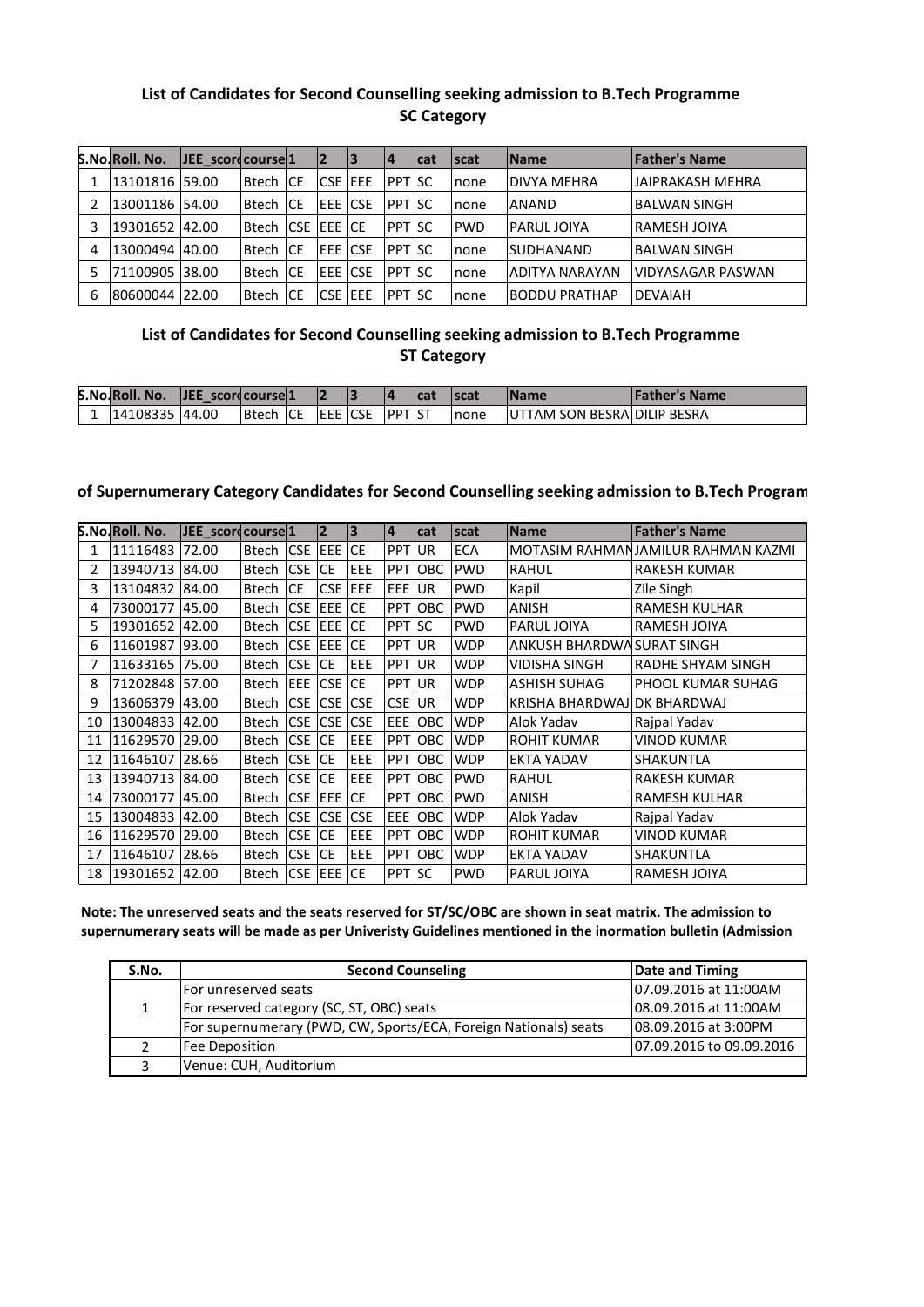## List of Candidates for Second Counselling seeking admission to B.Tech Programme
## SC Category

| S.No. | Roll. No. | JEE_score | course | 1 | 2 | 3 | 4 | cat | scat | Name | Father's Name |
|---|---|---|---|---|---|---|---|---|---|---|---|
| 1 | 13101816 | 59.00 | Btech | CE | CSE | EEE | PPT | SC | none | DIVYA MEHRA | JAIPRAKASH MEHRA |
| 2 | 13001186 | 54.00 | Btech | CE | EEE | CSE | PPT | SC | none | ANAND | BALWAN SINGH |
| 3 | 19301652 | 42.00 | Btech | CSE | EEE | CE | PPT | SC | PWD | PARUL JOIYA | RAMESH JOIYA |
| 4 | 13000494 | 40.00 | Btech | CE | EEE | CSE | PPT | SC | none | SUDHANAND | BALWAN SINGH |
| 5 | 71100905 | 38.00 | Btech | CE | EEE | CSE | PPT | SC | none | ADITYA NARAYAN | VIDYASAGAR PASWAN |
| 6 | 80600044 | 22.00 | Btech | CE | CSE | EEE | PPT | SC | none | BODDU PRATHAP | DEVAIAH |

## List of Candidates for Second Counselling seeking admission to B.Tech Programme
## ST Category

| S.No. | Roll. No. | JEE_score | course | 1 | 2 | 3 | 4 | cat | scat | Name | Father's Name |
|---|---|---|---|---|---|---|---|---|---|---|---|
| 1 | 14108335 | 44.00 | Btech | CE | EEE | CSE | PPT | ST | none | UTTAM SON BESRA | DILIP BESRA |

## of Supernumerary Category Candidates for Second Counselling seeking admission to B.Tech Program

| S.No. | Roll. No. | JEE_score | course | 1 | 2 | 3 | 4 | cat | scat | Name | Father's Name |
|---|---|---|---|---|---|---|---|---|---|---|---|
| 1 | 11116483 | 72.00 | Btech | CSE | EEE | CE | PPT | UR | ECA | MOTASIM RAHMAN | JAMILUR RAHMAN KAZMI |
| 2 | 13940713 | 84.00 | Btech | CSE | CE | EEE | PPT | OBC | PWD | RAHUL | RAKESH KUMAR |
| 3 | 13104832 | 84.00 | Btech | CE | CSE | EEE | EEE | UR | PWD | Kapil | Zile Singh |
| 4 | 73000177 | 45.00 | Btech | CSE | EEE | CE | PPT | OBC | PWD | ANISH | RAMESH KULHAR |
| 5 | 19301652 | 42.00 | Btech | CSE | EEE | CE | PPT | SC | PWD | PARUL JOIYA | RAMESH JOIYA |
| 6 | 11601987 | 93.00 | Btech | CSE | EEE | CE | PPT | UR | WDP | ANKUSH BHARDWA | SURAT SINGH |
| 7 | 11633165 | 75.00 | Btech | CSE | CE | EEE | PPT | UR | WDP | VIDISHA SINGH | RADHE SHYAM SINGH |
| 8 | 71202848 | 57.00 | Btech | EEE | CSE | CE | PPT | UR | WDP | ASHISH SUHAG | PHOOL KUMAR SUHAG |
| 9 | 13606379 | 43.00 | Btech | CSE | CSE | CSE | CSE | UR | WDP | KRISHA BHARDWAJ | DK BHARDWAJ |
| 10 | 13004833 | 42.00 | Btech | CSE | CSE | CSE | EEE | OBC | WDP | Alok Yadav | Rajpal Yadav |
| 11 | 11629570 | 29.00 | Btech | CSE | CE | EEE | PPT | OBC | WDP | ROHIT KUMAR | VINOD KUMAR |
| 12 | 11646107 | 28.66 | Btech | CSE | CE | EEE | PPT | OBC | WDP | EKTA YADAV | SHAKUNTLA |
| 13 | 13940713 | 84.00 | Btech | CSE | CE | EEE | PPT | OBC | PWD | RAHUL | RAKESH KUMAR |
| 14 | 73000177 | 45.00 | Btech | CSE | EEE | CE | PPT | OBC | PWD | ANISH | RAMESH KULHAR |
| 15 | 13004833 | 42.00 | Btech | CSE | CSE | CSE | EEE | OBC | WDP | Alok Yadav | Rajpal Yadav |
| 16 | 11629570 | 29.00 | Btech | CSE | CE | EEE | PPT | OBC | WDP | ROHIT KUMAR | VINOD KUMAR |
| 17 | 11646107 | 28.66 | Btech | CSE | CE | EEE | PPT | OBC | WDP | EKTA YADAV | SHAKUNTLA |
| 18 | 19301652 | 42.00 | Btech | CSE | EEE | CE | PPT | SC | PWD | PARUL JOIYA | RAMESH JOIYA |

**Note: The unreserved seats and the seats reserved for ST/SC/OBC are shown in seat matrix. The admission to supernumerary seats will be made as per Univeristy Guidelines mentioned in the inormation bulletin (Admission**

| S.No. | Second Counseling | Date and Timing |
|---|---|---|
| 1 | For unreserved seats | 07.09.2016 at 11:00AM |
| | For reserved category (SC, ST, OBC) seats | 08.09.2016 at 11:00AM |
| | For supernumerary (PWD, CW, Sports/ECA, Foreign Nationals) seats | 08.09.2016 at 3:00PM |
| 2 | Fee Deposition | 07.09.2016 to 09.09.2016 |
| 3 | Venue: CUH, Auditorium | |